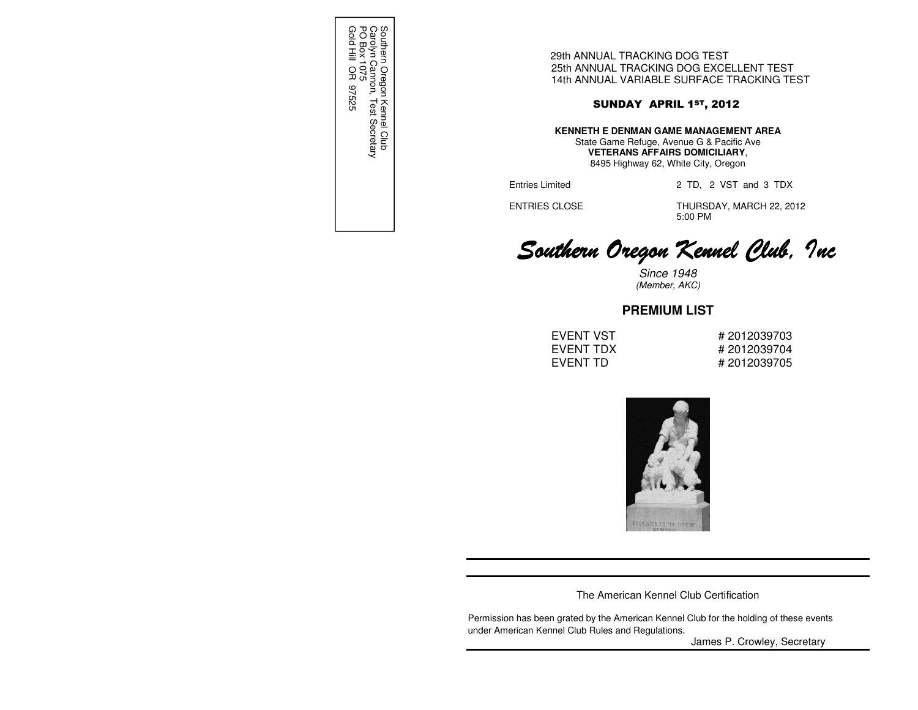Southern Oregon Kennel Club
Carolyn Cannon, Test Secretary
PO Box 1075
Gold Hill OR 97525

29th ANNUAL TRACKING DOG TEST
25th ANNUAL TRACKING DOG EXCELLENT TEST
14th ANNUAL VARIABLE SURFACE TRACKING TEST

**SUNDAY APRIL 1ST, 2012**

**KENNETH E DENMAN GAME MANAGEMENT AREA**
State Game Refuge, Avenue G & Pacific Ave
**VETERANS AFFAIRS DOMICILIARY**,
8495 Highway 62, White City, Oregon

Entries Limited 2 TD, 2 VST and 3 TDX

ENTRIES CLOSE THURSDAY, MARCH 22, 2012
5:00 PM

# *Southern Oregon Kennel Club, Inc*

*Since 1948*
*(Member, AKC)*

## PREMIUM LIST

| | |
|---|---|
| EVENT VST | # 2012039703 |
| EVENT TDX | # 2012039704 |
| EVENT TD | # 2012039705 |

The American Kennel Club Certification

Permission has been grated by the American Kennel Club for the holding of these events under American Kennel Club Rules and Regulations.

James P. Crowley, Secretary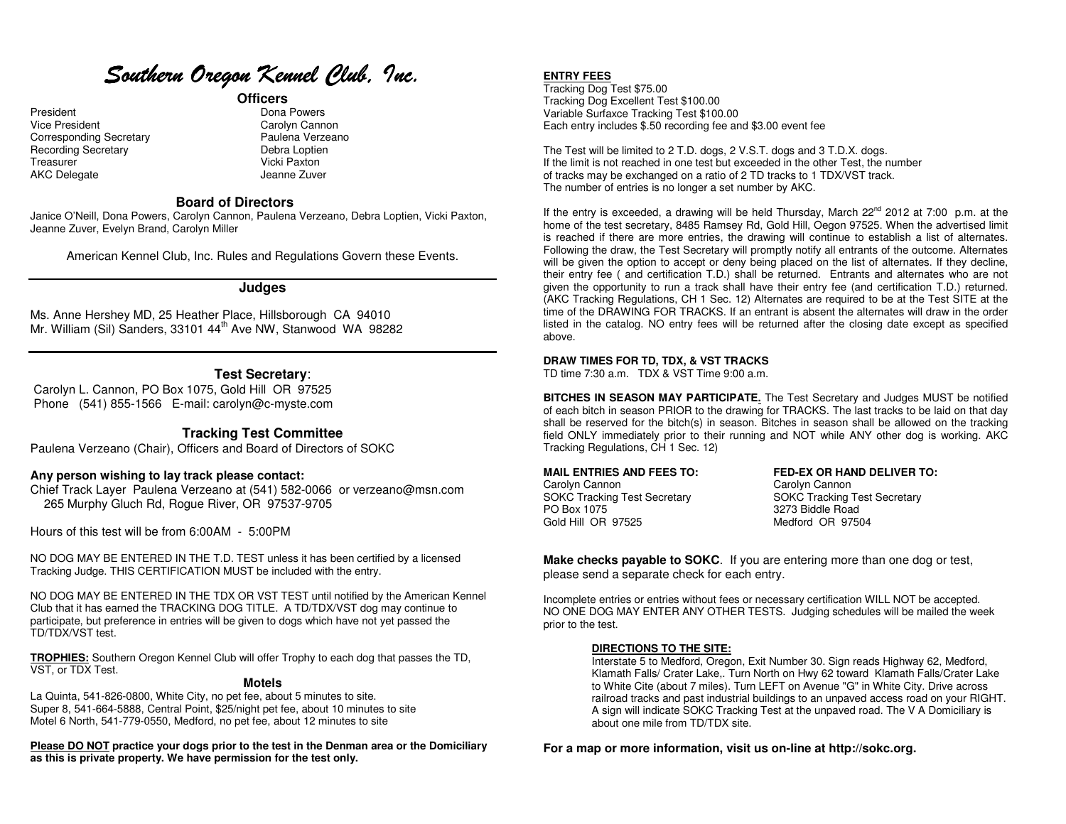# Southern Oregon Kennel Club, Inc.

## Officers

| | |
|---|---|
| President | Dona Powers |
| Vice President | Carolyn Cannon |
| Corresponding Secretary | Paulena Verzeano |
| Recording Secretary | Debra Loptien |
| Treasurer | Vicki Paxton |
| AKC Delegate | Jeanne Zuver |

## Board of Directors

Janice O'Neill, Dona Powers, Carolyn Cannon, Paulena Verzeano, Debra Loptien, Vicki Paxton, Jeanne Zuver, Evelyn Brand, Carolyn Miller

American Kennel Club, Inc. Rules and Regulations Govern these Events.

## Judges

Ms. Anne Hershey MD, 25 Heather Place, Hillsborough CA 94010
Mr. William (Sil) Sanders, 33101 44th Ave NW, Stanwood WA 98282

## Test Secretary:

Carolyn L. Cannon, PO Box 1075, Gold Hill OR 97525
Phone (541) 855-1566 E-mail: carolyn@c-myste.com

## Tracking Test Committee

Paulena Verzeano (Chair), Officers and Board of Directors of SOKC

**Any person wishing to lay track please contact:**
Chief Track Layer Paulena Verzeano at (541) 582-0066 or verzeano@msn.com
265 Murphy Gluch Rd, Rogue River, OR 97537-9705

Hours of this test will be from 6:00AM - 5:00PM

NO DOG MAY BE ENTERED IN THE T.D. TEST unless it has been certified by a licensed Tracking Judge. THIS CERTIFICATION MUST be included with the entry.

NO DOG MAY BE ENTERED IN THE TDX OR VST TEST until notified by the American Kennel Club that it has earned the TRACKING DOG TITLE. A TD/TDX/VST dog may continue to participate, but preference in entries will be given to dogs which have not yet passed the TD/TDX/VST test.

**TROPHIES:** Southern Oregon Kennel Club will offer Trophy to each dog that passes the TD, VST, or TDX Test.

### Motels

La Quinta, 541-826-0800, White City, no pet fee, about 5 minutes to site.
Super 8, 541-664-5888, Central Point, $25/night pet fee, about 10 minutes to site
Motel 6 North, 541-779-0550, Medford, no pet fee, about 12 minutes to site

**Please DO NOT practice your dogs prior to the test in the Denman area or the Domiciliary as this is private property. We have permission for the test only.**

**ENTRY FEES**
Tracking Dog Test $75.00
Tracking Dog Excellent Test $100.00
Variable Surfaxce Tracking Test $100.00
Each entry includes $.50 recording fee and $3.00 event fee

The Test will be limited to 2 T.D. dogs, 2 V.S.T. dogs and 3 T.D.X. dogs.
If the limit is not reached in one test but exceeded in the other Test, the number of tracks may be exchanged on a ratio of 2 TD tracks to 1 TDX/VST track.
The number of entries is no longer a set number by AKC.

If the entry is exceeded, a drawing will be held Thursday, March 22nd 2012 at 7:00 p.m. at the home of the test secretary, 8485 Ramsey Rd, Gold Hill, Oegon 97525. When the advertised limit is reached if there are more entries, the drawing will continue to establish a list of alternates. Following the draw, the Test Secretary will promptly notify all entrants of the outcome. Alternates will be given the option to accept or deny being placed on the list of alternates. If they decline, their entry fee ( and certification T.D.) shall be returned. Entrants and alternates who are not given the opportunity to run a track shall have their entry fee (and certification T.D.) returned. (AKC Tracking Regulations, CH 1 Sec. 12) Alternates are required to be at the Test SITE at the time of the DRAWING FOR TRACKS. If an entrant is absent the alternates will draw in the order listed in the catalog. NO entry fees will be returned after the closing date except as specified above.

**DRAW TIMES FOR TD, TDX, & VST TRACKS**
TD time 7:30 a.m. TDX & VST Time 9:00 a.m.

**BITCHES IN SEASON MAY PARTICIPATE.** The Test Secretary and Judges MUST be notified of each bitch in season PRIOR to the drawing for TRACKS. The last tracks to be laid on that day shall be reserved for the bitch(s) in season. Bitches in season shall be allowed on the tracking field ONLY immediately prior to their running and NOT while ANY other dog is working. AKC Tracking Regulations, CH 1 Sec. 12)

**MAIL ENTRIES AND FEES TO:**
Carolyn Cannon
SOKC Tracking Test Secretary
PO Box 1075
Gold Hill OR 97525

**FED-EX OR HAND DELIVER TO:**
Carolyn Cannon
SOKC Tracking Test Secretary
3273 Biddle Road
Medford OR 97504

**Make checks payable to SOKC**. If you are entering more than one dog or test, please send a separate check for each entry.

Incomplete entries or entries without fees or necessary certification WILL NOT be accepted.
NO ONE DOG MAY ENTER ANY OTHER TESTS. Judging schedules will be mailed the week prior to the test.

**DIRECTIONS TO THE SITE:**
Interstate 5 to Medford, Oregon, Exit Number 30. Sign reads Highway 62, Medford, Klamath Falls/ Crater Lake,. Turn North on Hwy 62 toward Klamath Falls/Crater Lake to White Cite (about 7 miles). Turn LEFT on Avenue "G" in White City. Drive across railroad tracks and past industrial buildings to an unpaved access road on your RIGHT. A sign will indicate SOKC Tracking Test at the unpaved road. The V A Domiciliary is about one mile from TD/TDX site.

**For a map or more information, visit us on-line at http://sokc.org.**